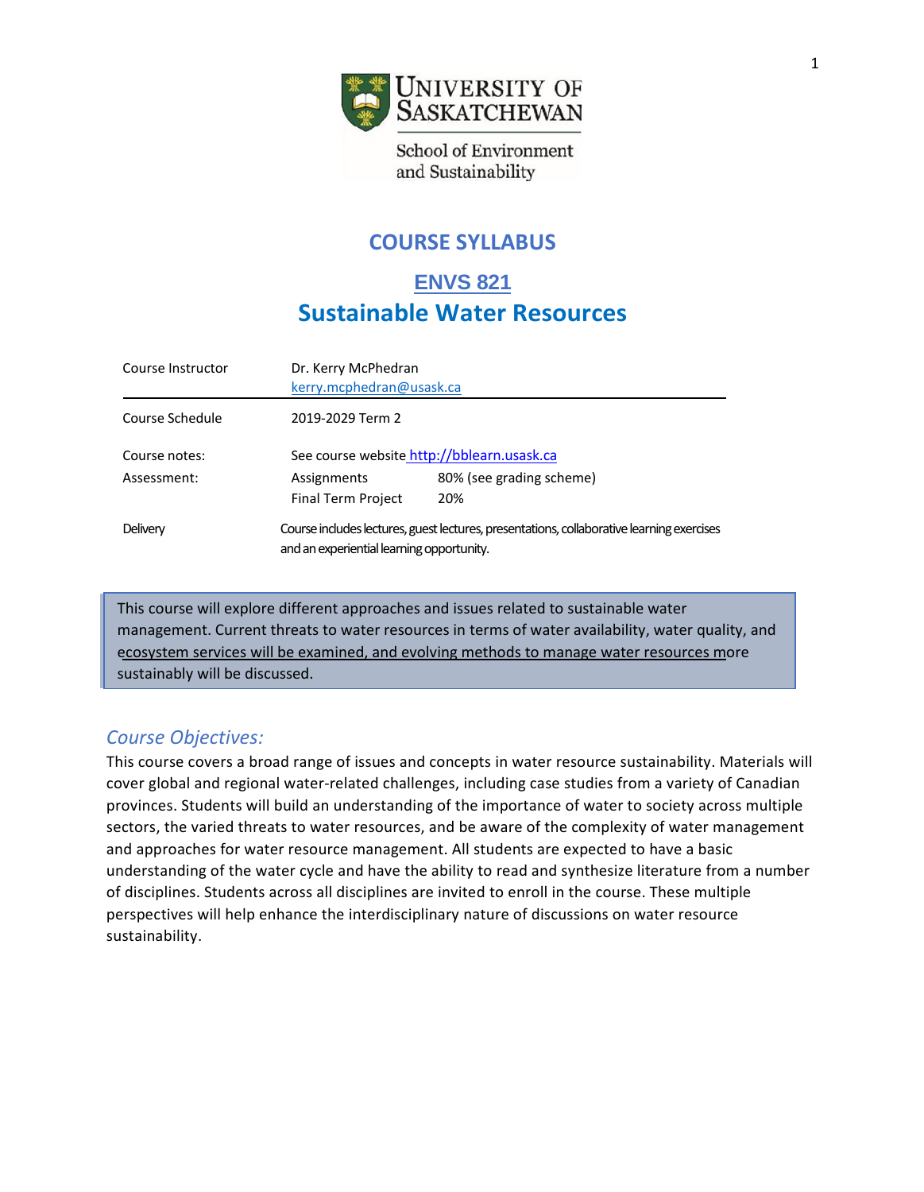UNIVERSITY OF SASKATCHEWAN

School of Environment and Sustainability

# COURSE SYLLABUS

## ENVS 821

## Sustainable Water Resources

| | | |
|---|---|---|
| Course Instructor | Dr. Kerry McPhedran<br>kerry.mcphedran@usask.ca | |
| Course Schedule | 2019-2029 Term 2 | |
| Course notes: | See course website http://bblearn.usask.ca | |
| Assessment: | Assignments | 80% (see grading scheme) |
| | Final Term Project | 20% |
| Delivery | Course includes lectures, guest lectures, presentations, collaborative learning exercises and an experiential learning opportunity. | |

This course will explore different approaches and issues related to sustainable water management. Current threats to water resources in terms of water availability, water quality, and ecosystem services will be examined, and evolving methods to manage water resources more sustainably will be discussed.

### *Course Objectives:*

This course covers a broad range of issues and concepts in water resource sustainability. Materials will cover global and regional water-related challenges, including case studies from a variety of Canadian provinces. Students will build an understanding of the importance of water to society across multiple sectors, the varied threats to water resources, and be aware of the complexity of water management and approaches for water resource management. All students are expected to have a basic understanding of the water cycle and have the ability to read and synthesize literature from a number of disciplines. Students across all disciplines are invited to enroll in the course. These multiple perspectives will help enhance the interdisciplinary nature of discussions on water resource sustainability.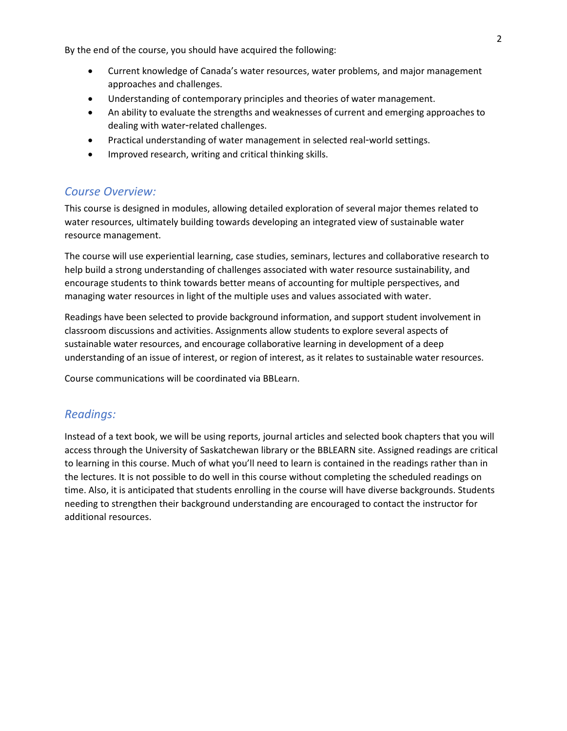By the end of the course, you should have acquired the following:

- Current knowledge of Canada's water resources, water problems, and major management approaches and challenges.
- Understanding of contemporary principles and theories of water management.
- An ability to evaluate the strengths and weaknesses of current and emerging approaches to dealing with water-related challenges.
- Practical understanding of water management in selected real-world settings.
- Improved research, writing and critical thinking skills.

## *Course Overview:*

This course is designed in modules, allowing detailed exploration of several major themes related to water resources, ultimately building towards developing an integrated view of sustainable water resource management.

The course will use experiential learning, case studies, seminars, lectures and collaborative research to help build a strong understanding of challenges associated with water resource sustainability, and encourage students to think towards better means of accounting for multiple perspectives, and managing water resources in light of the multiple uses and values associated with water.

Readings have been selected to provide background information, and support student involvement in classroom discussions and activities. Assignments allow students to explore several aspects of sustainable water resources, and encourage collaborative learning in development of a deep understanding of an issue of interest, or region of interest, as it relates to sustainable water resources.

Course communications will be coordinated via BBLearn.

## *Readings:*

Instead of a text book, we will be using reports, journal articles and selected book chapters that you will access through the University of Saskatchewan library or the BBLEARN site. Assigned readings are critical to learning in this course. Much of what you'll need to learn is contained in the readings rather than in the lectures. It is not possible to do well in this course without completing the scheduled readings on time. Also, it is anticipated that students enrolling in the course will have diverse backgrounds. Students needing to strengthen their background understanding are encouraged to contact the instructor for additional resources.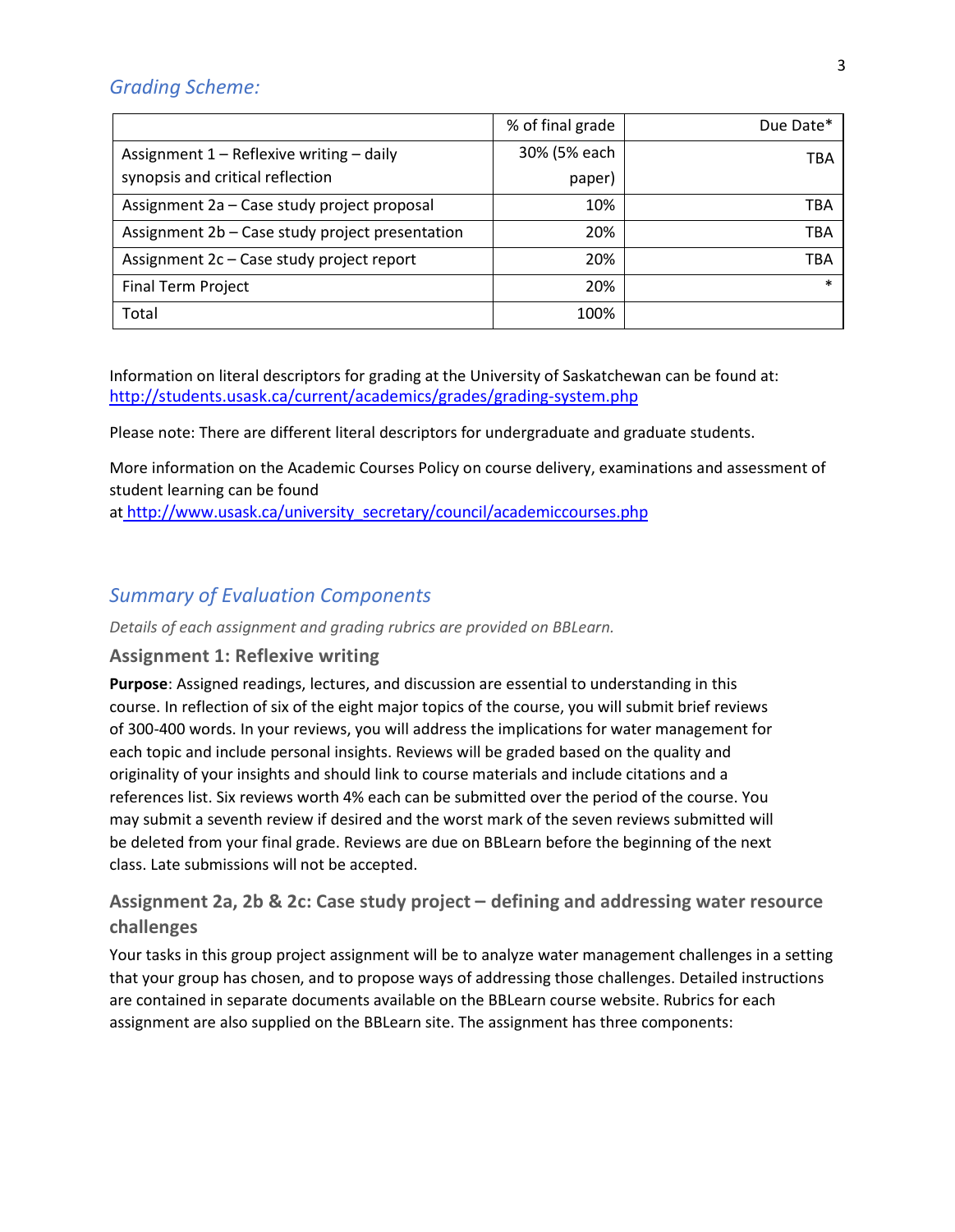## *Grading Scheme:*

| | % of final grade | Due Date* |
|---|---|---|
| Assignment 1 – Reflexive writing – daily synopsis and critical reflection | 30% (5% each paper) | TBA |
| Assignment 2a – Case study project proposal | 10% | TBA |
| Assignment 2b – Case study project presentation | 20% | TBA |
| Assignment 2c – Case study project report | 20% | TBA |
| Final Term Project | 20% | * |
| Total | 100% | |

Information on literal descriptors for grading at the University of Saskatchewan can be found at: http://students.usask.ca/current/academics/grades/grading-system.php

Please note: There are different literal descriptors for undergraduate and graduate students.

More information on the Academic Courses Policy on course delivery, examinations and assessment of student learning can be found at http://www.usask.ca/university_secretary/council/academiccourses.php

## *Summary of Evaluation Components*

*Details of each assignment and grading rubrics are provided on BBLearn.*

### Assignment 1: Reflexive writing

**Purpose**: Assigned readings, lectures, and discussion are essential to understanding in this course. In reflection of six of the eight major topics of the course, you will submit brief reviews of 300-400 words. In your reviews, you will address the implications for water management for each topic and include personal insights. Reviews will be graded based on the quality and originality of your insights and should link to course materials and include citations and a references list. Six reviews worth 4% each can be submitted over the period of the course. You may submit a seventh review if desired and the worst mark of the seven reviews submitted will be deleted from your final grade. Reviews are due on BBLearn before the beginning of the next class. Late submissions will not be accepted.

### Assignment 2a, 2b & 2c: Case study project – defining and addressing water resource challenges

Your tasks in this group project assignment will be to analyze water management challenges in a setting that your group has chosen, and to propose ways of addressing those challenges. Detailed instructions are contained in separate documents available on the BBLearn course website. Rubrics for each assignment are also supplied on the BBLearn site. The assignment has three components: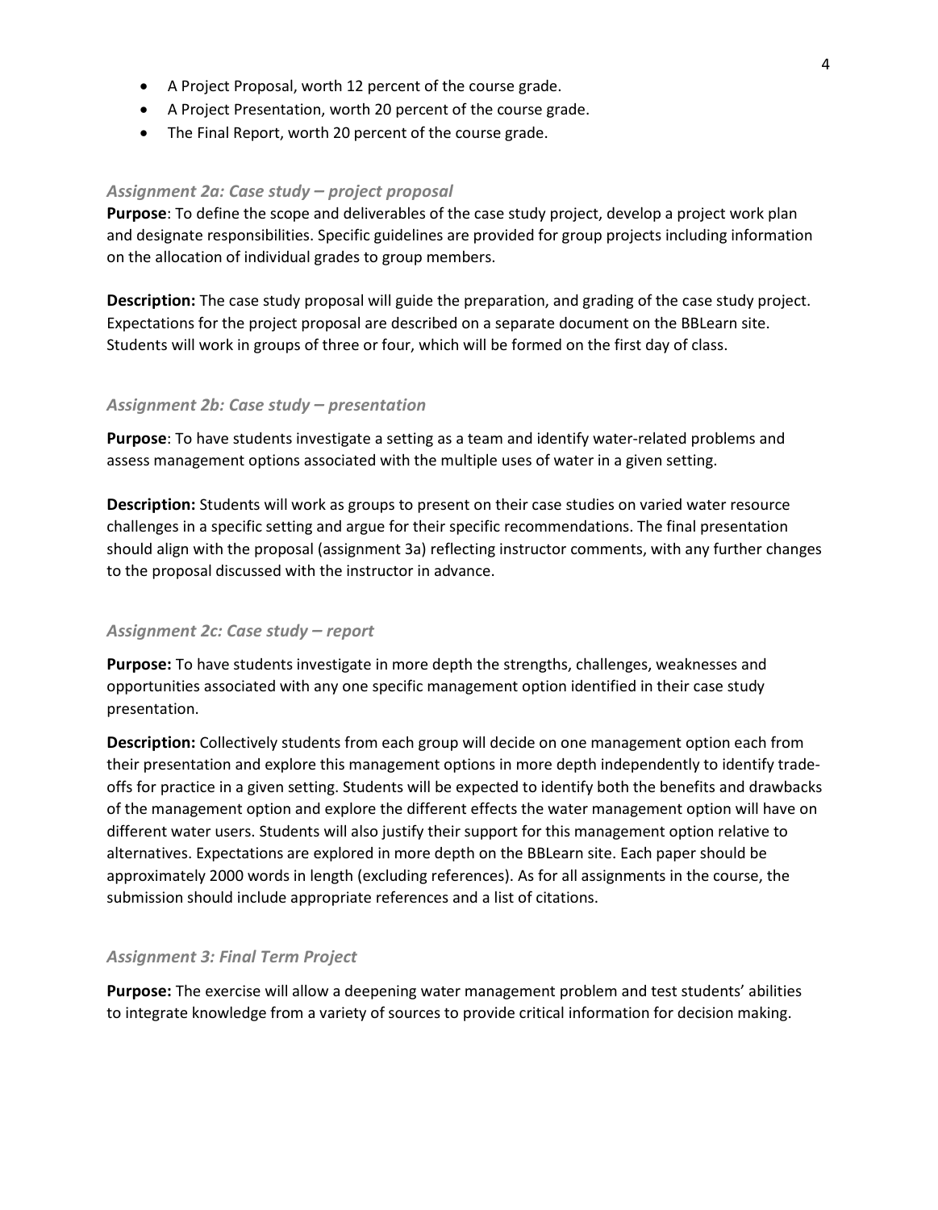- A Project Proposal, worth 12 percent of the course grade.
- A Project Presentation, worth 20 percent of the course grade.
- The Final Report, worth 20 percent of the course grade.

### *Assignment 2a: Case study – project proposal*

**Purpose**: To define the scope and deliverables of the case study project, develop a project work plan and designate responsibilities. Specific guidelines are provided for group projects including information on the allocation of individual grades to group members.

**Description:** The case study proposal will guide the preparation, and grading of the case study project. Expectations for the project proposal are described on a separate document on the BBLearn site. Students will work in groups of three or four, which will be formed on the first day of class.

### *Assignment 2b: Case study – presentation*

**Purpose**: To have students investigate a setting as a team and identify water-related problems and assess management options associated with the multiple uses of water in a given setting.

**Description:** Students will work as groups to present on their case studies on varied water resource challenges in a specific setting and argue for their specific recommendations. The final presentation should align with the proposal (assignment 3a) reflecting instructor comments, with any further changes to the proposal discussed with the instructor in advance.

### *Assignment 2c: Case study – report*

**Purpose:** To have students investigate in more depth the strengths, challenges, weaknesses and opportunities associated with any one specific management option identified in their case study presentation.

**Description:** Collectively students from each group will decide on one management option each from their presentation and explore this management options in more depth independently to identify trade-offs for practice in a given setting. Students will be expected to identify both the benefits and drawbacks of the management option and explore the different effects the water management option will have on different water users. Students will also justify their support for this management option relative to alternatives. Expectations are explored in more depth on the BBLearn site. Each paper should be approximately 2000 words in length (excluding references). As for all assignments in the course, the submission should include appropriate references and a list of citations.

### *Assignment 3: Final Term Project*

**Purpose:** The exercise will allow a deepening water management problem and test students' abilities to integrate knowledge from a variety of sources to provide critical information for decision making.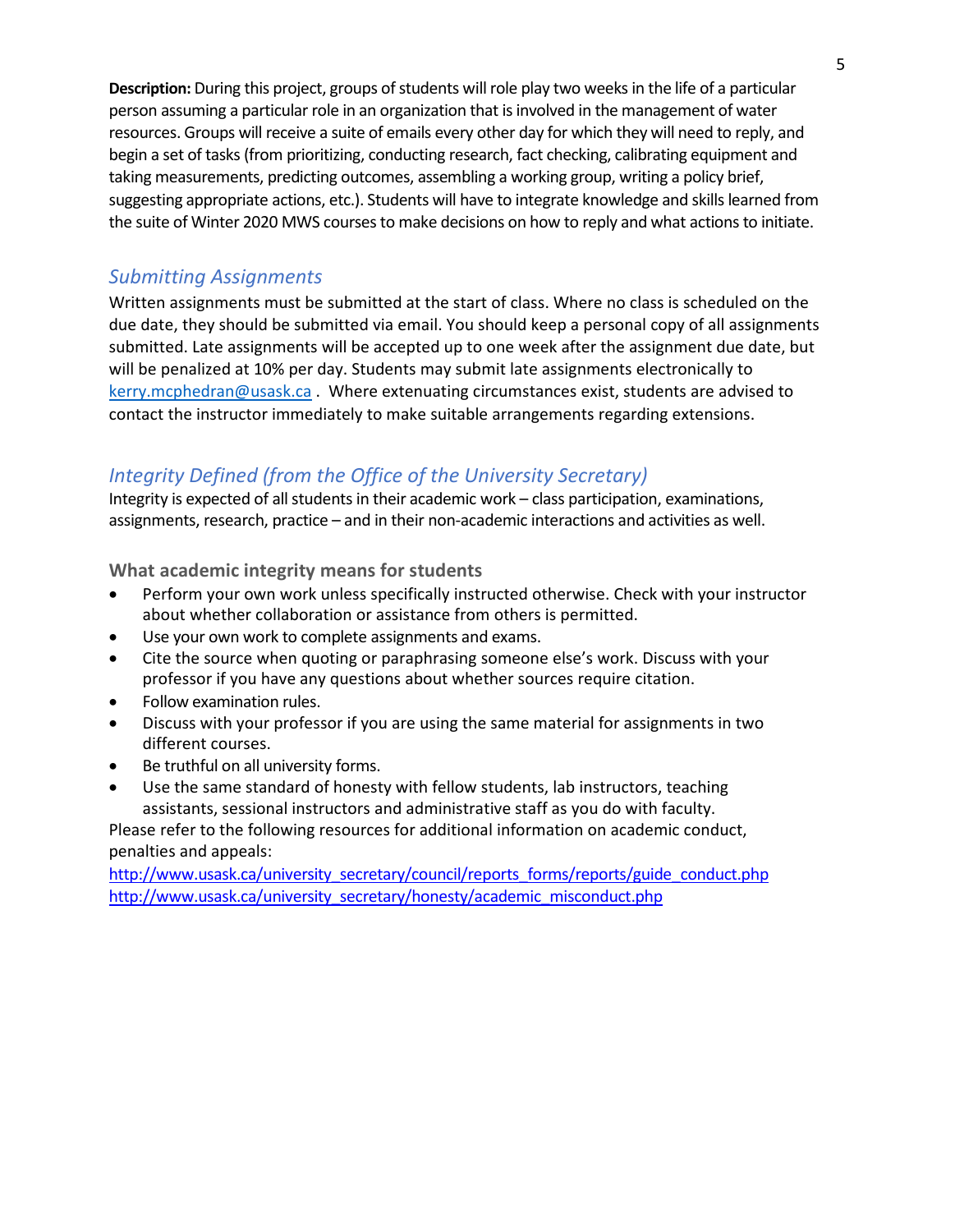**Description:** During this project, groups of students will role play two weeks in the life of a particular person assuming a particular role in an organization that is involved in the management of water resources. Groups will receive a suite of emails every other day for which they will need to reply, and begin a set of tasks (from prioritizing, conducting research, fact checking, calibrating equipment and taking measurements, predicting outcomes, assembling a working group, writing a policy brief, suggesting appropriate actions, etc.). Students will have to integrate knowledge and skills learned from the suite of Winter 2020 MWS courses to make decisions on how to reply and what actions to initiate.

## *Submitting Assignments*

Written assignments must be submitted at the start of class. Where no class is scheduled on the due date, they should be submitted via email. You should keep a personal copy of all assignments submitted. Late assignments will be accepted up to one week after the assignment due date, but will be penalized at 10% per day. Students may submit late assignments electronically to kerry.mcphedran@usask.ca . Where extenuating circumstances exist, students are advised to contact the instructor immediately to make suitable arrangements regarding extensions.

## *Integrity Defined (from the Office of the University Secretary)*

Integrity is expected of all students in their academic work – class participation, examinations, assignments, research, practice – and in their non-academic interactions and activities as well.

### What academic integrity means for students

- Perform your own work unless specifically instructed otherwise. Check with your instructor about whether collaboration or assistance from others is permitted.
- Use your own work to complete assignments and exams.
- Cite the source when quoting or paraphrasing someone else's work. Discuss with your professor if you have any questions about whether sources require citation.
- Follow examination rules.
- Discuss with your professor if you are using the same material for assignments in two different courses.
- Be truthful on all university forms.
- Use the same standard of honesty with fellow students, lab instructors, teaching assistants, sessional instructors and administrative staff as you do with faculty.

Please refer to the following resources for additional information on academic conduct, penalties and appeals:
http://www.usask.ca/university_secretary/council/reports_forms/reports/guide_conduct.php
http://www.usask.ca/university_secretary/honesty/academic_misconduct.php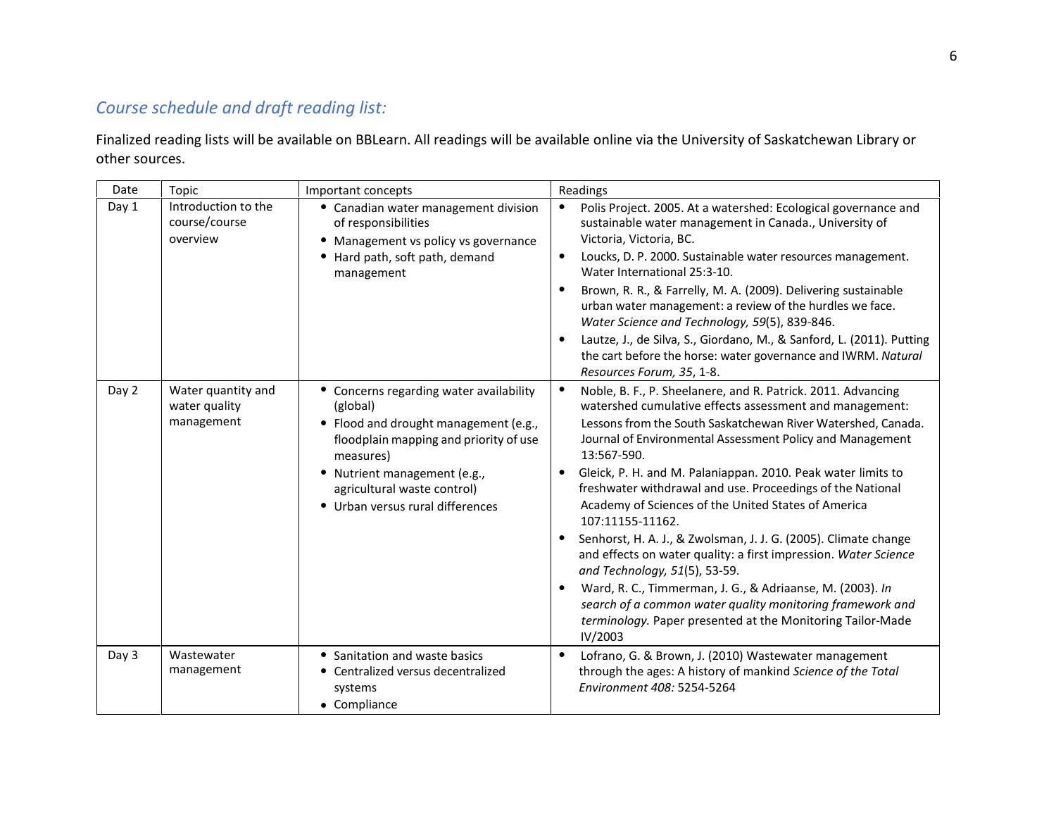## *Course schedule and draft reading list:*

Finalized reading lists will be available on BBLearn. All readings will be available online via the University of Saskatchewan Library or other sources.

| Date | Topic | Important concepts | Readings |
|---|---|---|---|
| Day 1 | Introduction to the course/course overview | • Canadian water management division of responsibilities<br>• Management vs policy vs governance<br>• Hard path, soft path, demand management | • Polis Project. 2005. At a watershed: Ecological governance and sustainable water management in Canada., University of Victoria, Victoria, BC.<br>• Loucks, D. P. 2000. Sustainable water resources management. Water International 25:3-10.<br>• Brown, R. R., & Farrelly, M. A. (2009). Delivering sustainable urban water management: a review of the hurdles we face. *Water Science and Technology, 59*(5), 839-846.<br>• Lautze, J., de Silva, S., Giordano, M., & Sanford, L. (2011). Putting the cart before the horse: water governance and IWRM. *Natural Resources Forum, 35*, 1-8. |
| Day 2 | Water quantity and water quality management | • Concerns regarding water availability (global)<br>• Flood and drought management (e.g., floodplain mapping and priority of use measures)<br>• Nutrient management (e.g., agricultural waste control)<br>• Urban versus rural differences | • Noble, B. F., P. Sheelanere, and R. Patrick. 2011. Advancing watershed cumulative effects assessment and management: Lessons from the South Saskatchewan River Watershed, Canada. Journal of Environmental Assessment Policy and Management 13:567-590.<br>• Gleick, P. H. and M. Palaniappan. 2010. Peak water limits to freshwater withdrawal and use. Proceedings of the National Academy of Sciences of the United States of America 107:11155-11162.<br>• Senhorst, H. A. J., & Zwolsman, J. J. G. (2005). Climate change and effects on water quality: a first impression. *Water Science and Technology, 51*(5), 53-59.<br>• Ward, R. C., Timmerman, J. G., & Adriaanse, M. (2003). *In search of a common water quality monitoring framework and terminology.* Paper presented at the Monitoring Tailor-Made IV/2003 |
| Day 3 | Wastewater management | • Sanitation and waste basics<br>• Centralized versus decentralized systems<br>• Compliance | • Lofrano, G. & Brown, J. (2010) Wastewater management through the ages: A history of mankind *Science of the Total Environment 408:* 5254-5264 |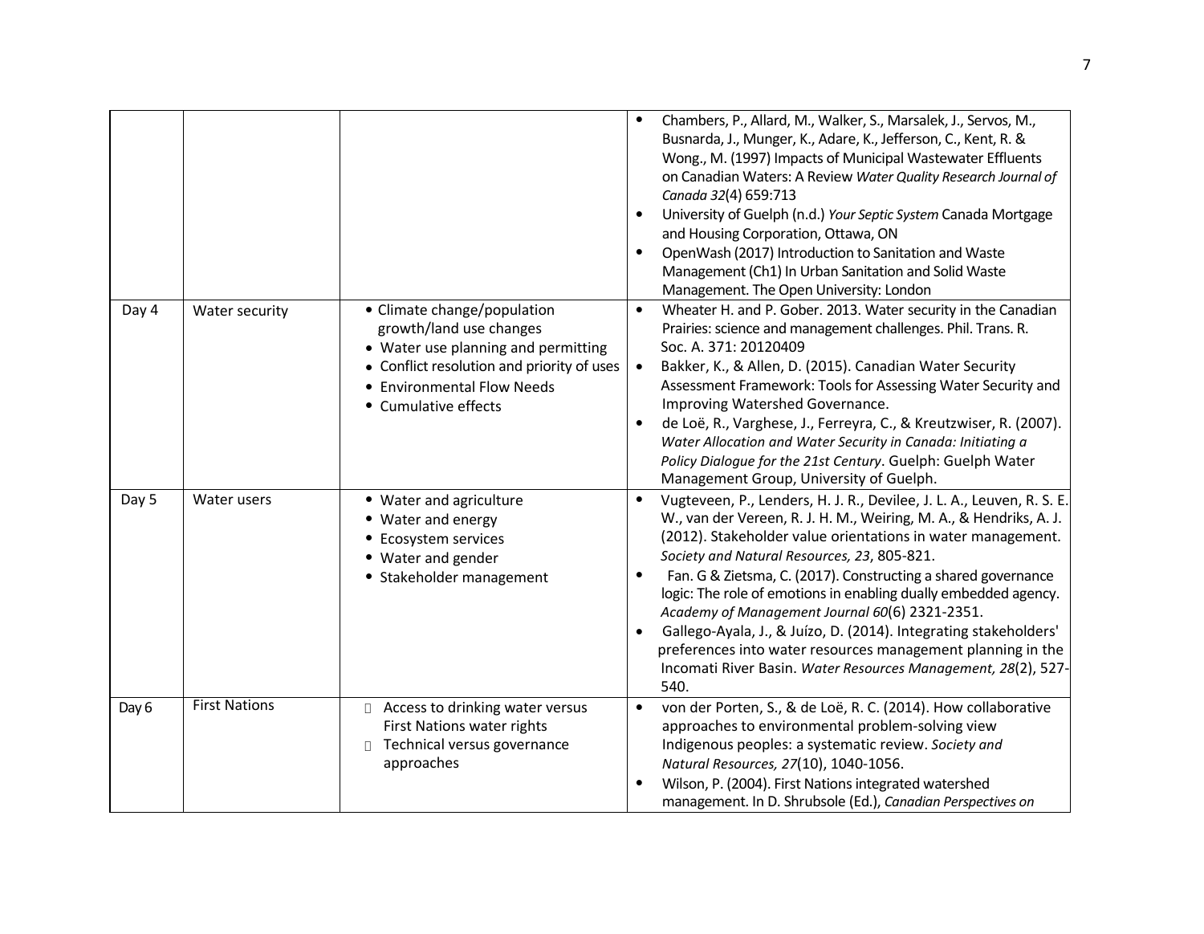| | | | |
|---|---|---|---|
| | | | • Chambers, P., Allard, M., Walker, S., Marsalek, J., Servos, M., Busnarda, J., Munger, K., Adare, K., Jefferson, C., Kent, R. & Wong., M. (1997) Impacts of Municipal Wastewater Effluents on Canadian Waters: A Review *Water Quality Research Journal of Canada 32*(4) 659:713<br>• University of Guelph (n.d.) *Your Septic System* Canada Mortgage and Housing Corporation, Ottawa, ON<br>• OpenWash (2017) Introduction to Sanitation and Waste Management (Ch1) In Urban Sanitation and Solid Waste Management. The Open University: London |
| Day 4 | Water security | • Climate change/population growth/land use changes<br>• Water use planning and permitting<br>• Conflict resolution and priority of uses<br>• Environmental Flow Needs<br>• Cumulative effects | • Wheater H. and P. Gober. 2013. Water security in the Canadian Prairies: science and management challenges. Phil. Trans. R. Soc. A. 371: 20120409<br>• Bakker, K., & Allen, D. (2015). Canadian Water Security Assessment Framework: Tools for Assessing Water Security and Improving Watershed Governance.<br>• de Loë, R., Varghese, J., Ferreyra, C., & Kreutzwiser, R. (2007). *Water Allocation and Water Security in Canada: Initiating a Policy Dialogue for the 21st Century*. Guelph: Guelph Water Management Group, University of Guelph. |
| Day 5 | Water users | • Water and agriculture<br>• Water and energy<br>• Ecosystem services<br>• Water and gender<br>• Stakeholder management | • Vugteveen, P., Lenders, H. J. R., Devilee, J. L. A., Leuven, R. S. E. W., van der Vereen, R. J. H. M., Weiring, M. A., & Hendriks, A. J. (2012). Stakeholder value orientations in water management. *Society and Natural Resources, 23*, 805-821.<br>• Fan. G & Zietsma, C. (2017). Constructing a shared governance logic: The role of emotions in enabling dually embedded agency. *Academy of Management Journal 60*(6) 2321-2351.<br>• Gallego-Ayala, J., & Juízo, D. (2014). Integrating stakeholders' preferences into water resources management planning in the Incomati River Basin. *Water Resources Management, 28*(2), 527-540. |
| Day 6 | First Nations | • Access to drinking water versus First Nations water rights<br>• Technical versus governance approaches | • von der Porten, S., & de Loë, R. C. (2014). How collaborative approaches to environmental problem-solving view Indigenous peoples: a systematic review. *Society and Natural Resources, 27*(10), 1040-1056.<br>• Wilson, P. (2004). First Nations integrated watershed management. In D. Shrubsole (Ed.), *Canadian Perspectives on* |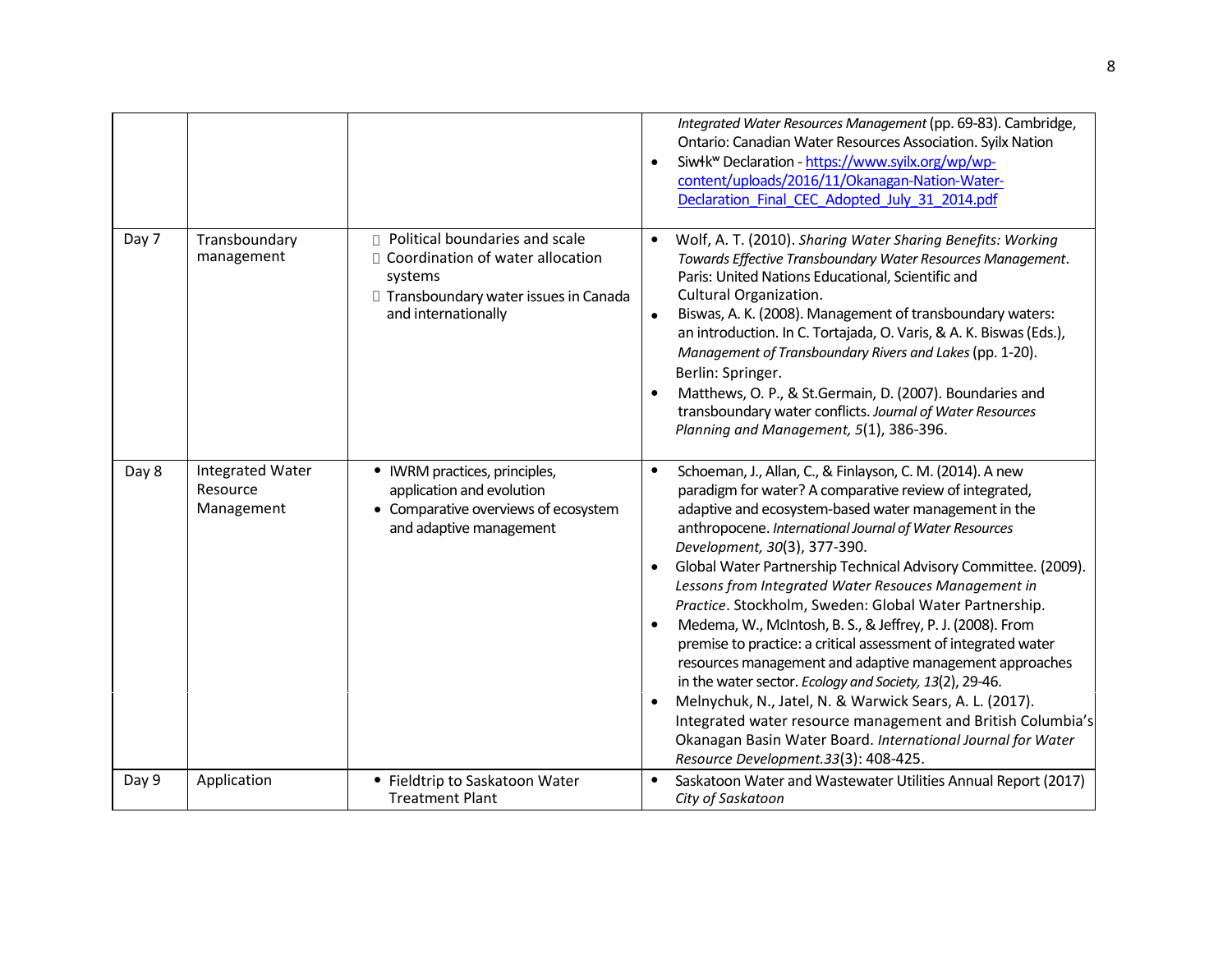| | | | |
|---|---|---|---|
| | | | *Integrated Water Resources Management* (pp. 69-83). Cambridge, Ontario: Canadian Water Resources Association. Syilx Nation<br>• Siwɫkʷ Declaration - https://www.syilx.org/wp/wp-content/uploads/2016/11/Okanagan-Nation-Water-Declaration_Final_CEC_Adopted_July_31_2014.pdf |
| Day 7 | Transboundary management | • Political boundaries and scale<br>• Coordination of water allocation systems<br>• Transboundary water issues in Canada and internationally | • Wolf, A. T. (2010). *Sharing Water Sharing Benefits: Working Towards Effective Transboundary Water Resources Management*. Paris: United Nations Educational, Scientific and Cultural Organization.<br>• Biswas, A. K. (2008). Management of transboundary waters: an introduction. In C. Tortajada, O. Varis, & A. K. Biswas (Eds.), *Management of Transboundary Rivers and Lakes* (pp. 1-20). Berlin: Springer.<br>• Matthews, O. P., & St.Germain, D. (2007). Boundaries and transboundary water conflicts. *Journal of Water Resources Planning and Management, 5*(1), 386-396. |
| Day 8 | Integrated Water Resource Management | • IWRM practices, principles, application and evolution<br>• Comparative overviews of ecosystem and adaptive management | • Schoeman, J., Allan, C., & Finlayson, C. M. (2014). A new paradigm for water? A comparative review of integrated, adaptive and ecosystem-based water management in the anthropocene. *International Journal of Water Resources Development, 30*(3), 377-390.<br>• Global Water Partnership Technical Advisory Committee. (2009). *Lessons from Integrated Water Resouces Management in Practice*. Stockholm, Sweden: Global Water Partnership.<br>• Medema, W., McIntosh, B. S., & Jeffrey, P. J. (2008). From premise to practice: a critical assessment of integrated water resources management and adaptive management approaches in the water sector. *Ecology and Society, 13*(2), 29-46.<br>• Melnychuk, N., Jatel, N. & Warwick Sears, A. L. (2017). Integrated water resource management and British Columbia's Okanagan Basin Water Board. *International Journal for Water Resource Development.33*(3): 408-425. |
| Day 9 | Application | • Fieldtrip to Saskatoon Water Treatment Plant | • Saskatoon Water and Wastewater Utilities Annual Report (2017) *City of Saskatoon* |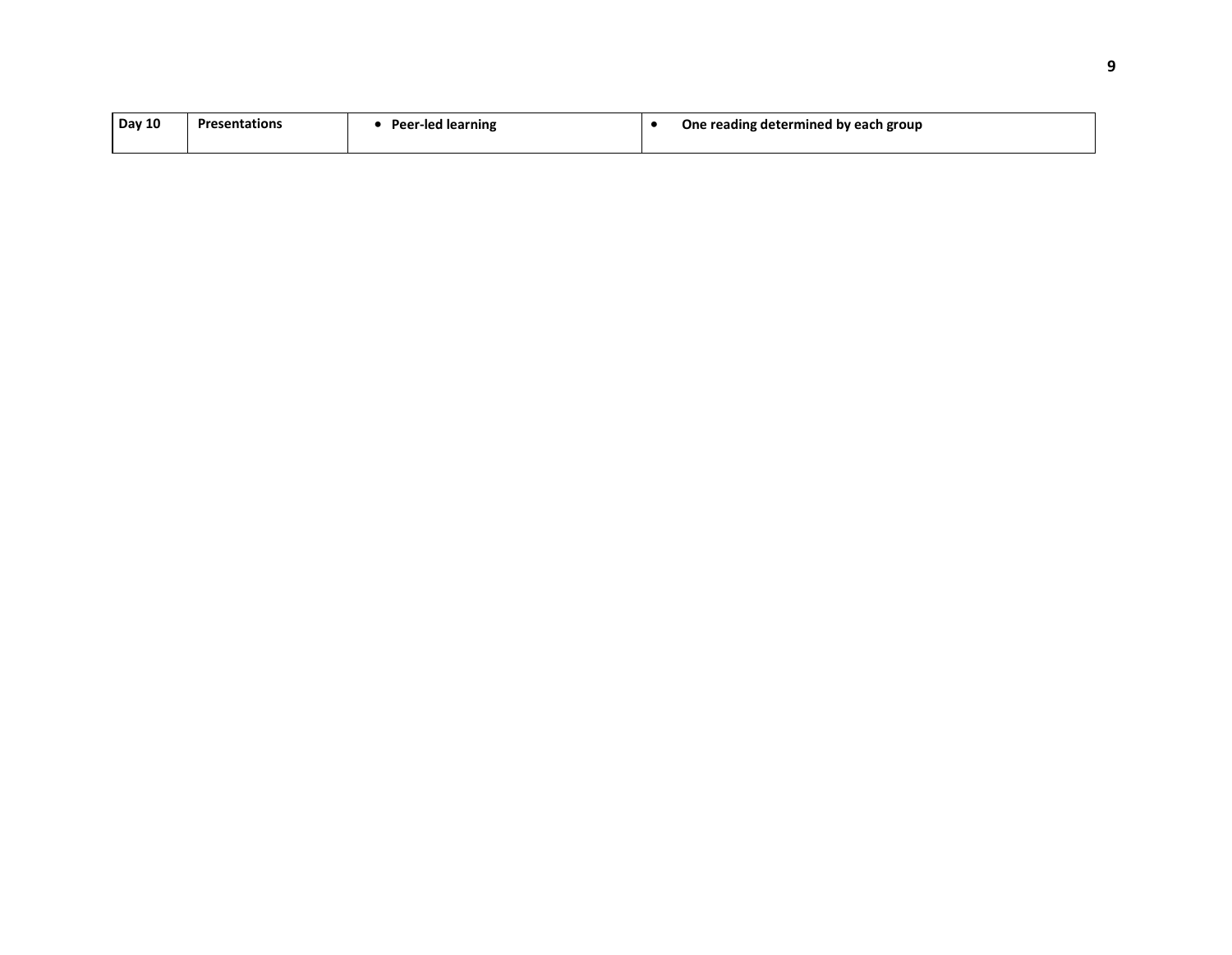| | | | |
|---|---|---|---|
| **Day 10** | **Presentations** | • **Peer-led learning** | • **One reading determined by each group** |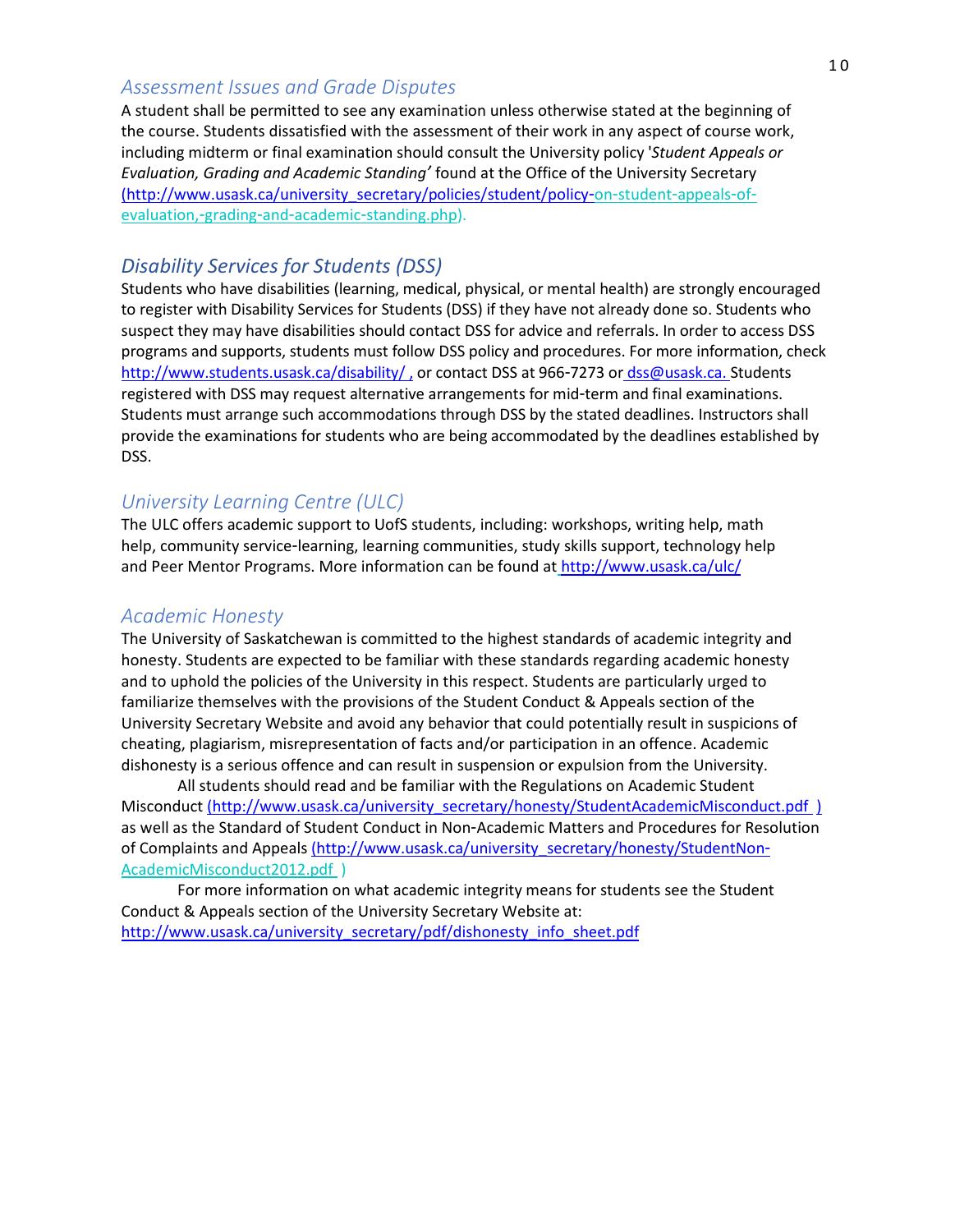## *Assessment Issues and Grade Disputes*

A student shall be permitted to see any examination unless otherwise stated at the beginning of the course. Students dissatisfied with the assessment of their work in any aspect of course work, including midterm or final examination should consult the University policy '*Student Appeals or Evaluation, Grading and Academic Standing'* found at the Office of the University Secretary (http://www.usask.ca/university_secretary/policies/student/policy-on-student-appeals-of-evaluation,-grading-and-academic-standing.php).

## *Disability Services for Students (DSS)*

Students who have disabilities (learning, medical, physical, or mental health) are strongly encouraged to register with Disability Services for Students (DSS) if they have not already done so. Students who suspect they may have disabilities should contact DSS for advice and referrals. In order to access DSS programs and supports, students must follow DSS policy and procedures. For more information, check http://www.students.usask.ca/disability/ , or contact DSS at 966-7273 or dss@usask.ca. Students registered with DSS may request alternative arrangements for mid-term and final examinations. Students must arrange such accommodations through DSS by the stated deadlines. Instructors shall provide the examinations for students who are being accommodated by the deadlines established by DSS.

## *University Learning Centre (ULC)*

The ULC offers academic support to UofS students, including: workshops, writing help, math help, community service-learning, learning communities, study skills support, technology help and Peer Mentor Programs. More information can be found at http://www.usask.ca/ulc/

## *Academic Honesty*

The University of Saskatchewan is committed to the highest standards of academic integrity and honesty. Students are expected to be familiar with these standards regarding academic honesty and to uphold the policies of the University in this respect. Students are particularly urged to familiarize themselves with the provisions of the Student Conduct & Appeals section of the University Secretary Website and avoid any behavior that could potentially result in suspicions of cheating, plagiarism, misrepresentation of facts and/or participation in an offence. Academic dishonesty is a serious offence and can result in suspension or expulsion from the University.

All students should read and be familiar with the Regulations on Academic Student Misconduct (http://www.usask.ca/university_secretary/honesty/StudentAcademicMisconduct.pdf ) as well as the Standard of Student Conduct in Non-Academic Matters and Procedures for Resolution of Complaints and Appeals (http://www.usask.ca/university_secretary/honesty/StudentNon-AcademicMisconduct2012.pdf )

For more information on what academic integrity means for students see the Student Conduct & Appeals section of the University Secretary Website at: http://www.usask.ca/university_secretary/pdf/dishonesty_info_sheet.pdf